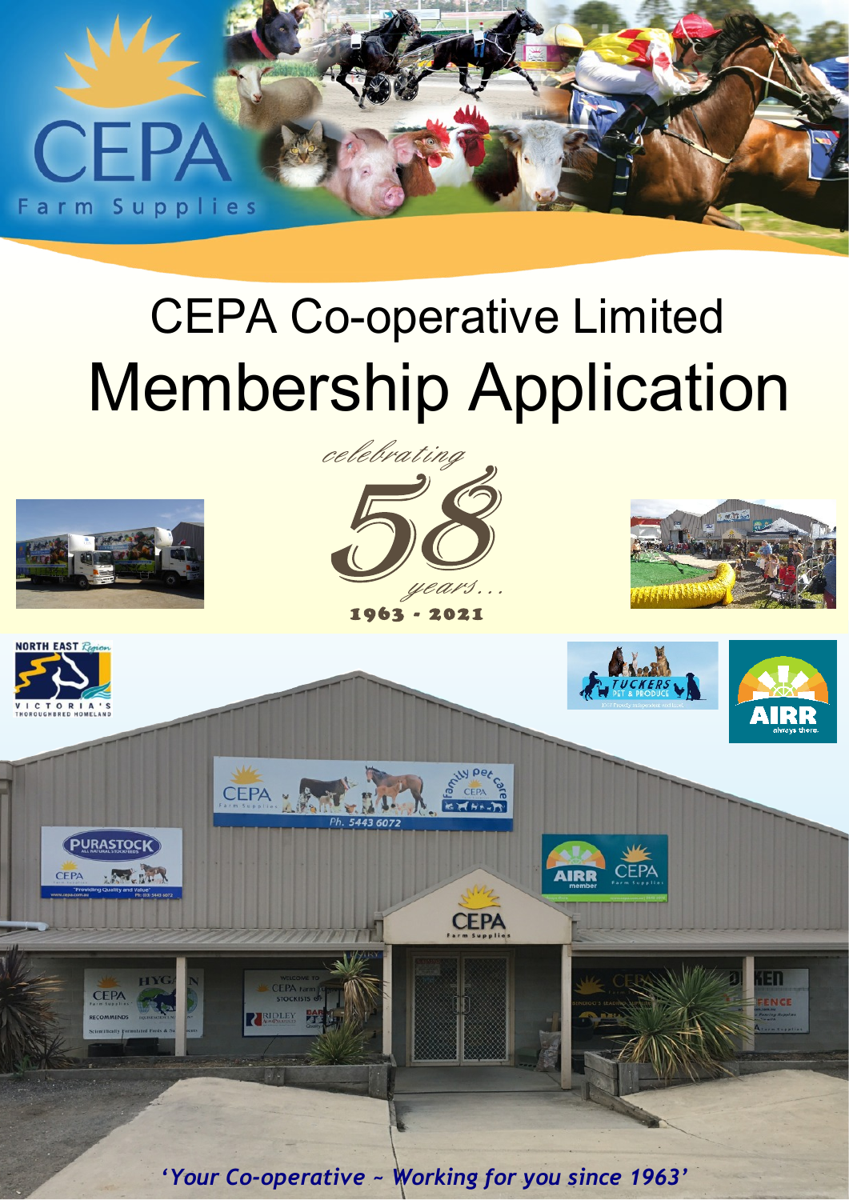CEPA

Farm Supplies

# CEPA Co-operative Limited

# Membership Application

*celebrating*

**58**

*years...*

**1963 - 2021**

*'Your Co-operative ~ Working for you since 1963'*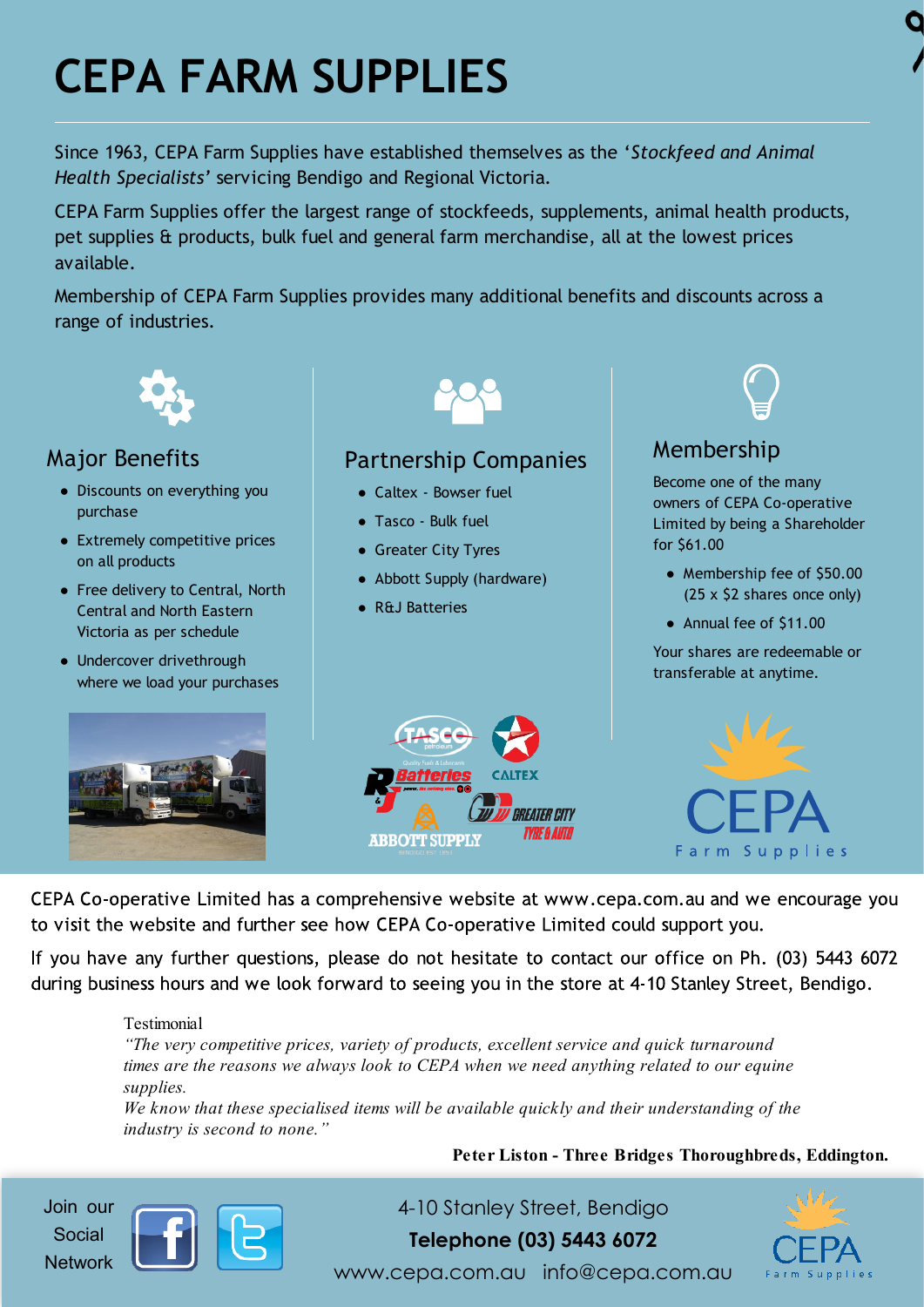# CEPA FARM SUPPLIES

Since 1963, CEPA Farm Supplies have established themselves as the '*Stockfeed and Animal Health Specialists*' servicing Bendigo and Regional Victoria.

CEPA Farm Supplies offer the largest range of stockfeeds, supplements, animal health products, pet supplies & products, bulk fuel and general farm merchandise, all at the lowest prices available.

Membership of CEPA Farm Supplies provides many additional benefits and discounts across a range of industries.

## Major Benefits

- Discounts on everything you purchase
- Extremely competitive prices on all products
- Free delivery to Central, North Central and North Eastern Victoria as per schedule
- Undercover drivethrough where we load your purchases

## Partnership Companies

- Caltex - Bowser fuel
- Tasco - Bulk fuel
- Greater City Tyres
- Abbott Supply (hardware)
- R&J Batteries

## Membership

Become one of the many owners of CEPA Co-operative Limited by being a Shareholder for $61.00

- Membership fee of $50.00 (25 x $2 shares once only)
- Annual fee of $11.00

Your shares are redeemable or transferable at anytime.

CEPA Co-operative Limited has a comprehensive website at www.cepa.com.au and we encourage you to visit the website and further see how CEPA Co-operative Limited could support you.

If you have any further questions, please do not hesitate to contact our office on Ph. (03) 5443 6072 during business hours and we look forward to seeing you in the store at 4-10 Stanley Street, Bendigo.

Testimonial

*"The very competitive prices, variety of products, excellent service and quick turnaround times are the reasons we always look to CEPA when we need anything related to our equine supplies.*
*We know that these specialised items will be available quickly and their understanding of the industry is second to none."*

**Peter Liston - Three Bridges Thoroughbreds, Eddington.**

Join our Social Network

4-10 Stanley Street, Bendigo
**Telephone (03) 5443 6072**
www.cepa.com.au info@cepa.com.au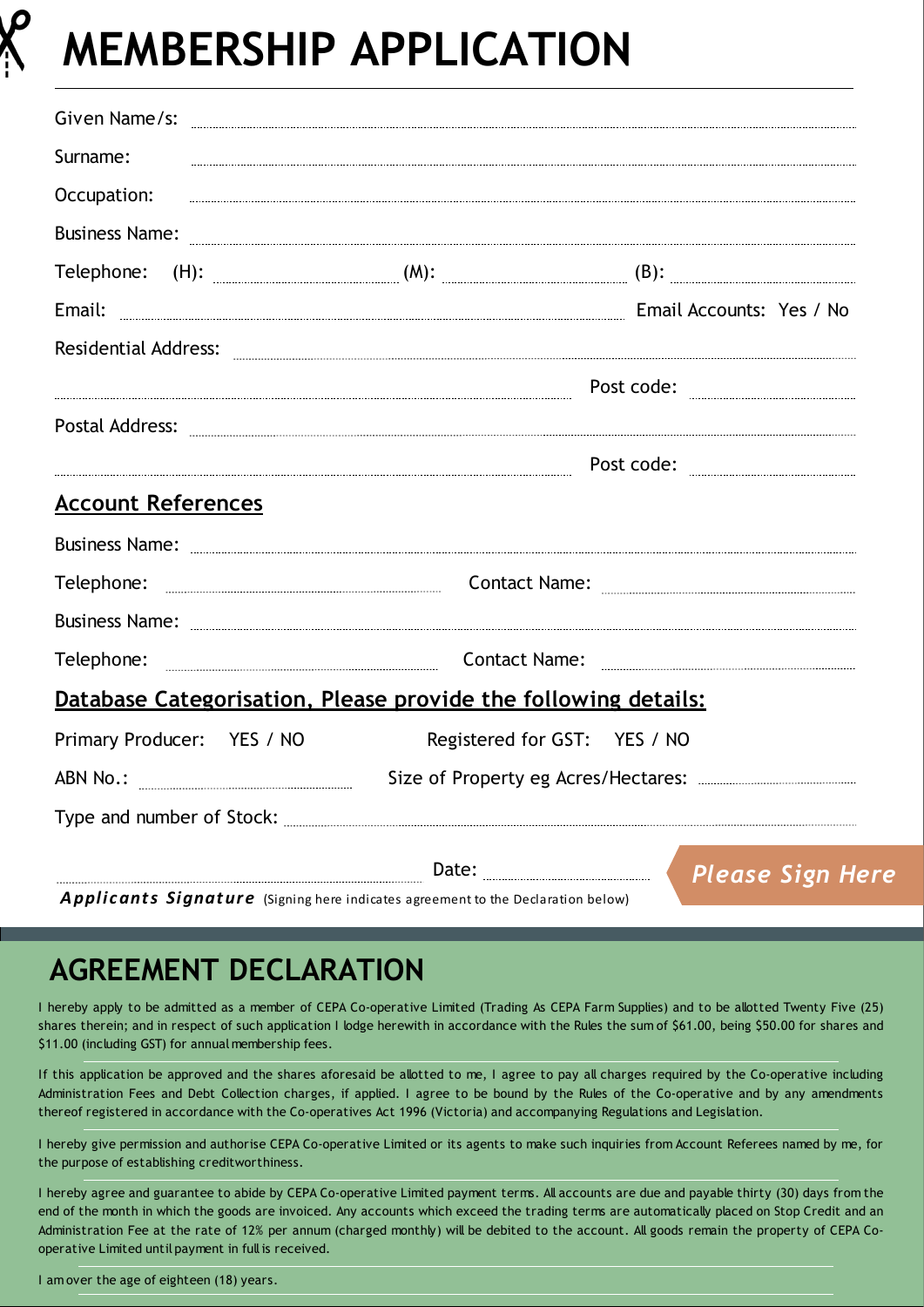# MEMBERSHIP APPLICATION

Given Name/s: ..............................................................................................................

Surname: ..............................................................................................................

Occupation: ..............................................................................................................

Business Name: ..............................................................................................................

Telephone: (H): .............................. (M): .............................. (B): ..............................

Email: .............................................................................................. Email Accounts: Yes / No

Residential Address: ..............................................................................................................

.............................................................................................. Post code: ..............................

Postal Address: ..............................................................................................................

.............................................................................................. Post code: ..............................

## Account References

Business Name: ..............................................................................................................

Telephone: .............................................. Contact Name: ..............................................

Business Name: ..............................................................................................................

Telephone: .............................................. Contact Name: ..............................................

## Database Categorisation, Please provide the following details:

Primary Producer: YES / NO Registered for GST: YES / NO

ABN No.: .............................................. Size of Property eg Acres/Hectares: ..............................

Type and number of Stock: ..............................................................................................................

.............................................................................................. Date: .............................. **Please Sign Here**

***Applicants Signature*** (Signing here indicates agreement to the Declaration below)

## AGREEMENT DECLARATION

I hereby apply to be admitted as a member of CEPA Co-operative Limited (Trading As CEPA Farm Supplies) and to be allotted Twenty Five (25) shares therein; and in respect of such application I lodge herewith in accordance with the Rules the sum of $61.00, being $50.00 for shares and $11.00 (including GST) for annual membership fees.

If this application be approved and the shares aforesaid be allotted to me, I agree to pay all charges required by the Co-operative including Administration Fees and Debt Collection charges, if applied. I agree to be bound by the Rules of the Co-operative and by any amendments thereof registered in accordance with the Co-operatives Act 1996 (Victoria) and accompanying Regulations and Legislation.

I hereby give permission and authorise CEPA Co-operative Limited or its agents to make such inquiries from Account Referees named by me, for the purpose of establishing creditworthiness.

I hereby agree and guarantee to abide by CEPA Co-operative Limited payment terms. All accounts are due and payable thirty (30) days from the end of the month in which the goods are invoiced. Any accounts which exceed the trading terms are automatically placed on Stop Credit and an Administration Fee at the rate of 12% per annum (charged monthly) will be debited to the account. All goods remain the property of CEPA Co-operative Limited until payment in full is received.

I am over the age of eighteen (18) years.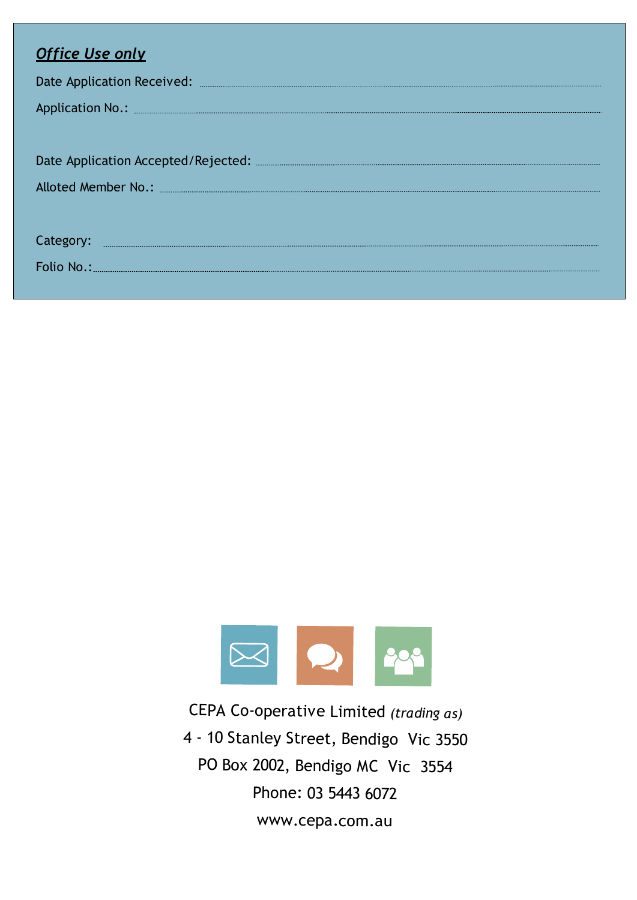***Office Use only***

Date Application Received: ..........................................................................

Application No.: ..........................................................................

Date Application Accepted/Rejected: ..........................................................................

Alloted Member No.: ..........................................................................

Category: ..........................................................................

Folio No.: ..........................................................................

CEPA Co-operative Limited *(trading as)*

4 - 10 Stanley Street, Bendigo Vic 3550

PO Box 2002, Bendigo MC Vic 3554

Phone: 03 5443 6072

www.cepa.com.au